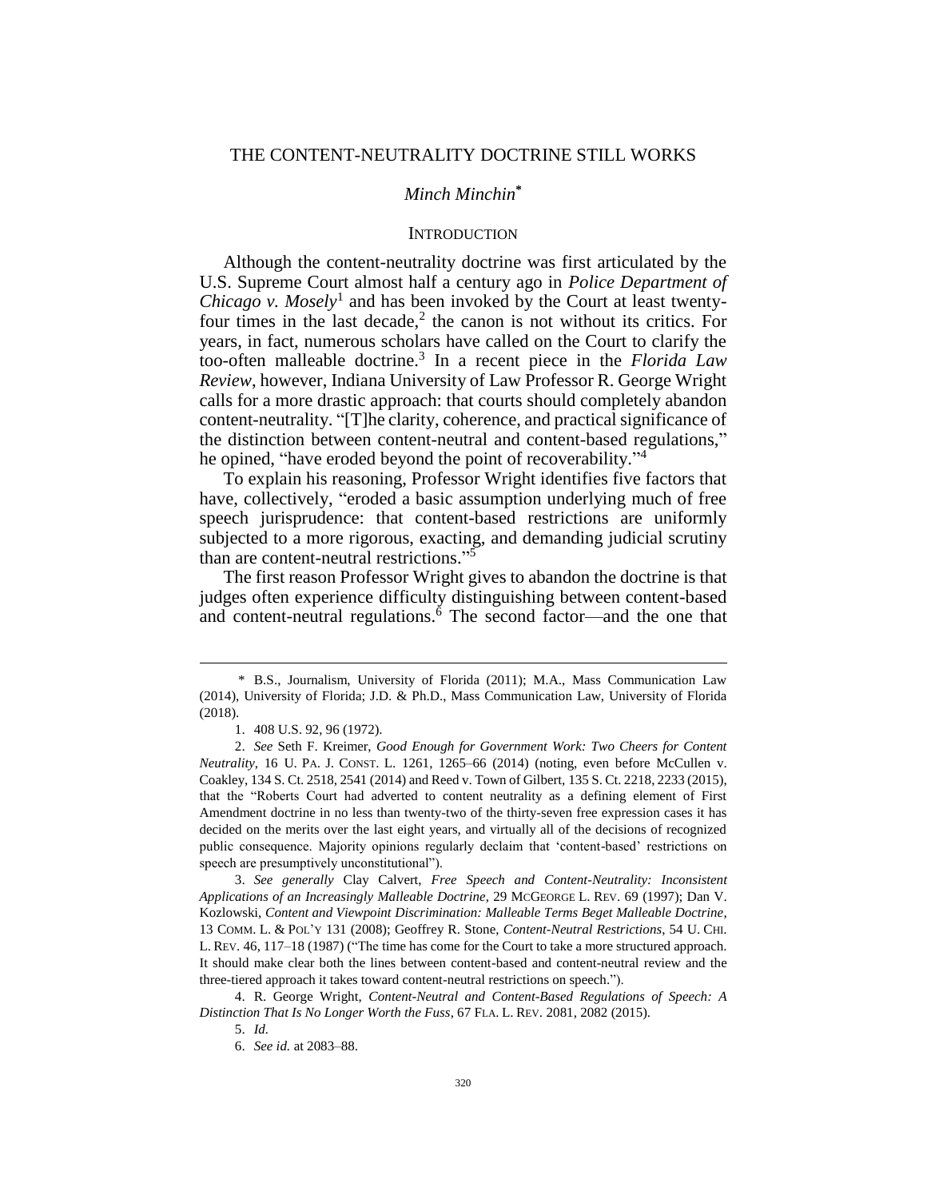# THE CONTENT-NEUTRALITY DOCTRINE STILL WORKS

*Minch Minchin*[*]

## INTRODUCTION

Although the content-neutrality doctrine was first articulated by the U.S. Supreme Court almost half a century ago in *Police Department of Chicago v. Mosely*[1] and has been invoked by the Court at least twenty-four times in the last decade,[2] the canon is not without its critics. For years, in fact, numerous scholars have called on the Court to clarify the too-often malleable doctrine.[3] In a recent piece in the *Florida Law Review*, however, Indiana University of Law Professor R. George Wright calls for a more drastic approach: that courts should completely abandon content-neutrality. "[T]he clarity, coherence, and practical significance of the distinction between content-neutral and content-based regulations," he opined, "have eroded beyond the point of recoverability."[4]

To explain his reasoning, Professor Wright identifies five factors that have, collectively, "eroded a basic assumption underlying much of free speech jurisprudence: that content-based restrictions are uniformly subjected to a more rigorous, exacting, and demanding judicial scrutiny than are content-neutral restrictions."[5]

The first reason Professor Wright gives to abandon the doctrine is that judges often experience difficulty distinguishing between content-based and content-neutral regulations.[6] The second factor—and the one that

---

\* B.S., Journalism, University of Florida (2011); M.A., Mass Communication Law (2014), University of Florida; J.D. & Ph.D., Mass Communication Law, University of Florida (2018).

1. 408 U.S. 92, 96 (1972).

2. *See* Seth F. Kreimer, *Good Enough for Government Work: Two Cheers for Content Neutrality*, 16 U. PA. J. CONST. L. 1261, 1265–66 (2014) (noting, even before McCullen v. Coakley, 134 S. Ct. 2518, 2541 (2014) and Reed v. Town of Gilbert, 135 S. Ct. 2218, 2233 (2015), that the "Roberts Court had adverted to content neutrality as a defining element of First Amendment doctrine in no less than twenty-two of the thirty-seven free expression cases it has decided on the merits over the last eight years, and virtually all of the decisions of recognized public consequence. Majority opinions regularly declaim that 'content-based' restrictions on speech are presumptively unconstitutional").

3. *See generally* Clay Calvert, *Free Speech and Content-Neutrality: Inconsistent Applications of an Increasingly Malleable Doctrine*, 29 MCGEORGE L. REV. 69 (1997); Dan V. Kozlowski, *Content and Viewpoint Discrimination: Malleable Terms Beget Malleable Doctrine*, 13 COMM. L. & POL'Y 131 (2008); Geoffrey R. Stone, *Content-Neutral Restrictions*, 54 U. CHI. L. REV. 46, 117–18 (1987) ("The time has come for the Court to take a more structured approach. It should make clear both the lines between content-based and content-neutral review and the three-tiered approach it takes toward content-neutral restrictions on speech.").

4. R. George Wright, *Content-Neutral and Content-Based Regulations of Speech: A Distinction That Is No Longer Worth the Fuss*, 67 FLA. L. REV. 2081, 2082 (2015).

5. *Id.*

6. *See id.* at 2083–88.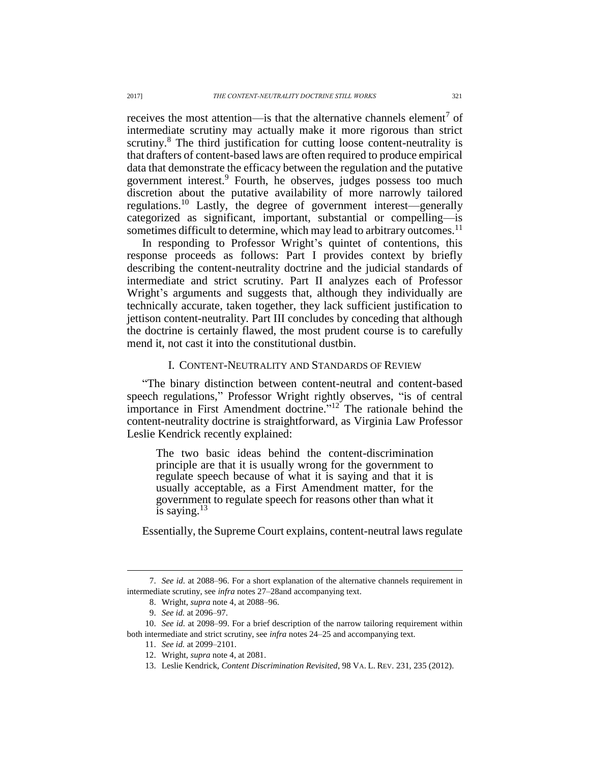receives the most attention—is that the alternative channels element[7] of intermediate scrutiny may actually make it more rigorous than strict scrutiny.[8] The third justification for cutting loose content-neutrality is that drafters of content-based laws are often required to produce empirical data that demonstrate the efficacy between the regulation and the putative government interest.[9] Fourth, he observes, judges possess too much discretion about the putative availability of more narrowly tailored regulations.[10] Lastly, the degree of government interest—generally categorized as significant, important, substantial or compelling—is sometimes difficult to determine, which may lead to arbitrary outcomes.[11]

In responding to Professor Wright's quintet of contentions, this response proceeds as follows: Part I provides context by briefly describing the content-neutrality doctrine and the judicial standards of intermediate and strict scrutiny. Part II analyzes each of Professor Wright's arguments and suggests that, although they individually are technically accurate, taken together, they lack sufficient justification to jettison content-neutrality. Part III concludes by conceding that although the doctrine is certainly flawed, the most prudent course is to carefully mend it, not cast it into the constitutional dustbin.

## I. Content-Neutrality and Standards of Review

"The binary distinction between content-neutral and content-based speech regulations," Professor Wright rightly observes, "is of central importance in First Amendment doctrine."[12] The rationale behind the content-neutrality doctrine is straightforward, as Virginia Law Professor Leslie Kendrick recently explained:

> The two basic ideas behind the content-discrimination principle are that it is usually wrong for the government to regulate speech because of what it is saying and that it is usually acceptable, as a First Amendment matter, for the government to regulate speech for reasons other than what it is saying.[13]

Essentially, the Supreme Court explains, content-neutral laws regulate

---

7. *See id.* at 2088–96. For a short explanation of the alternative channels requirement in intermediate scrutiny, see *infra* notes 27–28and accompanying text.

8. Wright, *supra* note 4, at 2088–96.

9. *See id.* at 2096–97.

10. *See id.* at 2098–99. For a brief description of the narrow tailoring requirement within both intermediate and strict scrutiny, see *infra* notes 24–25 and accompanying text.

11. *See id.* at 2099–2101.

12. Wright, *supra* note 4, at 2081.

13. Leslie Kendrick, *Content Discrimination Revisited*, 98 VA. L. REV. 231, 235 (2012).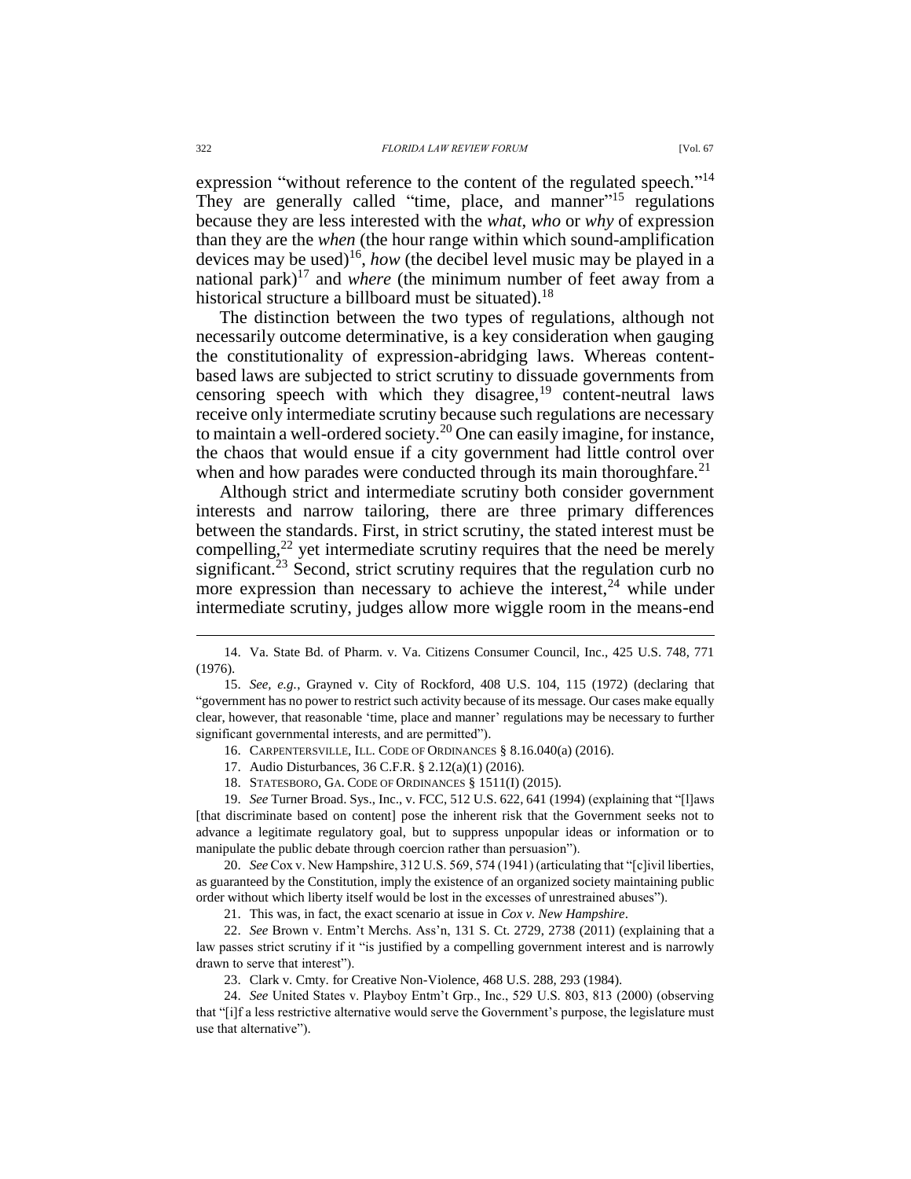expression "without reference to the content of the regulated speech."[14] They are generally called "time, place, and manner"[15] regulations because they are less interested with the *what*, *who* or *why* of expression than they are the *when* (the hour range within which sound-amplification devices may be used)[16], *how* (the decibel level music may be played in a national park)[17] and *where* (the minimum number of feet away from a historical structure a billboard must be situated).[18]

The distinction between the two types of regulations, although not necessarily outcome determinative, is a key consideration when gauging the constitutionality of expression-abridging laws. Whereas content-based laws are subjected to strict scrutiny to dissuade governments from censoring speech with which they disagree,[19] content-neutral laws receive only intermediate scrutiny because such regulations are necessary to maintain a well-ordered society.[20] One can easily imagine, for instance, the chaos that would ensue if a city government had little control over when and how parades were conducted through its main thoroughfare.[21]

Although strict and intermediate scrutiny both consider government interests and narrow tailoring, there are three primary differences between the standards. First, in strict scrutiny, the stated interest must be compelling,[22] yet intermediate scrutiny requires that the need be merely significant.[23] Second, strict scrutiny requires that the regulation curb no more expression than necessary to achieve the interest,[24] while under intermediate scrutiny, judges allow more wiggle room in the means-end

---

14. Va. State Bd. of Pharm. v. Va. Citizens Consumer Council, Inc., 425 U.S. 748, 771 (1976).

15. *See, e.g.*, Grayned v. City of Rockford, 408 U.S. 104, 115 (1972) (declaring that "government has no power to restrict such activity because of its message. Our cases make equally clear, however, that reasonable 'time, place and manner' regulations may be necessary to further significant governmental interests, and are permitted").

16. CARPENTERSVILLE, ILL. CODE OF ORDINANCES § 8.16.040(a) (2016).

17. Audio Disturbances, 36 C.F.R. § 2.12(a)(1) (2016).

18. STATESBORO, GA. CODE OF ORDINANCES § 1511(I) (2015).

19. *See* Turner Broad. Sys., Inc., v. FCC, 512 U.S. 622, 641 (1994) (explaining that "[l]aws [that discriminate based on content] pose the inherent risk that the Government seeks not to advance a legitimate regulatory goal, but to suppress unpopular ideas or information or to manipulate the public debate through coercion rather than persuasion").

20. *See* Cox v. New Hampshire, 312 U.S. 569, 574 (1941) (articulating that "[c]ivil liberties, as guaranteed by the Constitution, imply the existence of an organized society maintaining public order without which liberty itself would be lost in the excesses of unrestrained abuses").

21. This was, in fact, the exact scenario at issue in *Cox v. New Hampshire*.

22. *See* Brown v. Entm't Merchs. Ass'n, 131 S. Ct. 2729, 2738 (2011) (explaining that a law passes strict scrutiny if it "is justified by a compelling government interest and is narrowly drawn to serve that interest").

23. Clark v. Cmty. for Creative Non-Violence, 468 U.S. 288, 293 (1984).

24. *See* United States v. Playboy Entm't Grp., Inc., 529 U.S. 803, 813 (2000) (observing that "[i]f a less restrictive alternative would serve the Government's purpose, the legislature must use that alternative").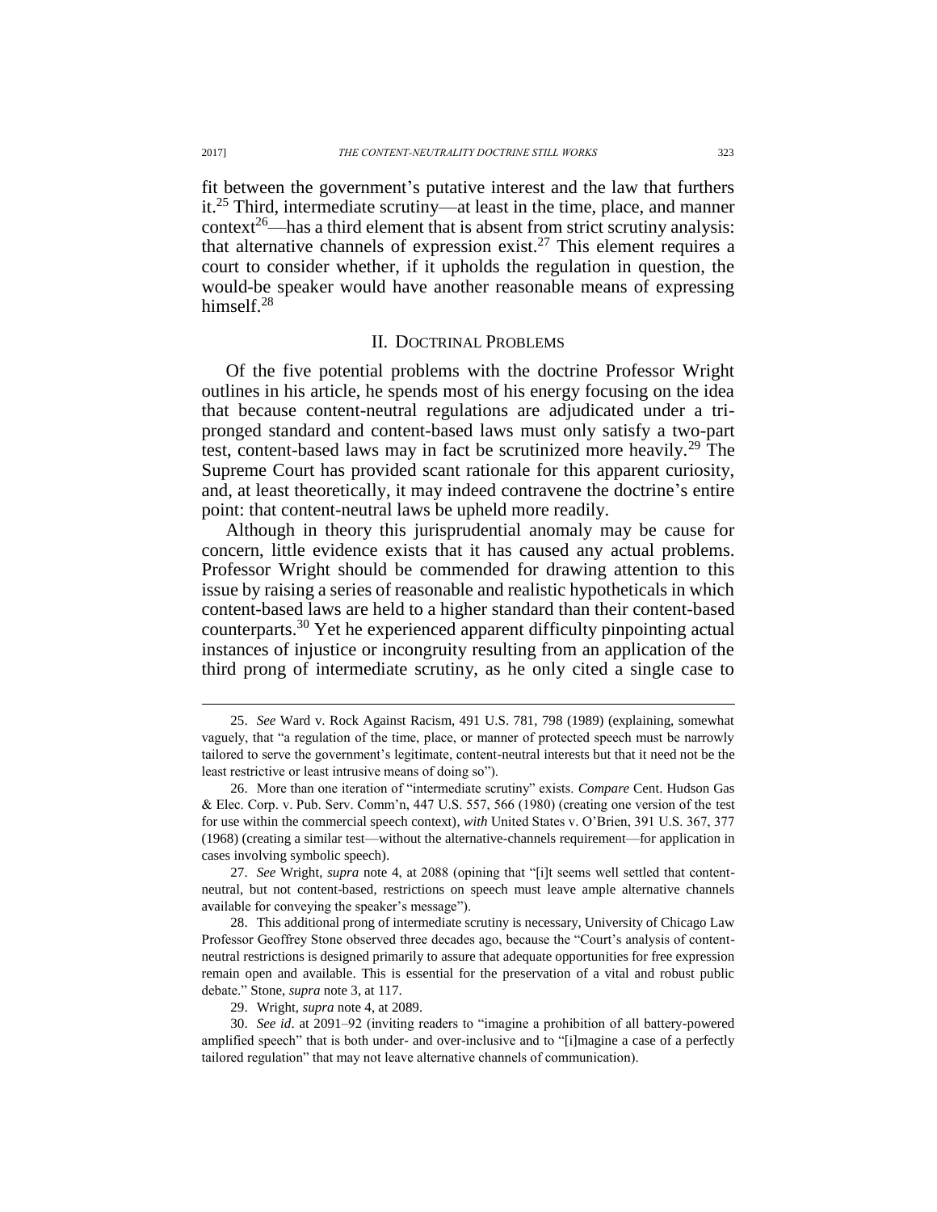fit between the government's putative interest and the law that furthers it.[25] Third, intermediate scrutiny—at least in the time, place, and manner context[26]—has a third element that is absent from strict scrutiny analysis: that alternative channels of expression exist.[27] This element requires a court to consider whether, if it upholds the regulation in question, the would-be speaker would have another reasonable means of expressing himself.[28]

## II. Doctrinal Problems

Of the five potential problems with the doctrine Professor Wright outlines in his article, he spends most of his energy focusing on the idea that because content-neutral regulations are adjudicated under a tri-pronged standard and content-based laws must only satisfy a two-part test, content-based laws may in fact be scrutinized more heavily.[29] The Supreme Court has provided scant rationale for this apparent curiosity, and, at least theoretically, it may indeed contravene the doctrine's entire point: that content-neutral laws be upheld more readily.

Although in theory this jurisprudential anomaly may be cause for concern, little evidence exists that it has caused any actual problems. Professor Wright should be commended for drawing attention to this issue by raising a series of reasonable and realistic hypotheticals in which content-based laws are held to a higher standard than their content-based counterparts.[30] Yet he experienced apparent difficulty pinpointing actual instances of injustice or incongruity resulting from an application of the third prong of intermediate scrutiny, as he only cited a single case to

---

25. *See* Ward v. Rock Against Racism, 491 U.S. 781, 798 (1989) (explaining, somewhat vaguely, that "a regulation of the time, place, or manner of protected speech must be narrowly tailored to serve the government's legitimate, content-neutral interests but that it need not be the least restrictive or least intrusive means of doing so").

26. More than one iteration of "intermediate scrutiny" exists. *Compare* Cent. Hudson Gas & Elec. Corp. v. Pub. Serv. Comm'n, 447 U.S. 557, 566 (1980) (creating one version of the test for use within the commercial speech context), *with* United States v. O'Brien, 391 U.S. 367, 377 (1968) (creating a similar test—without the alternative-channels requirement—for application in cases involving symbolic speech).

27. *See* Wright, *supra* note 4, at 2088 (opining that "[i]t seems well settled that content-neutral, but not content-based, restrictions on speech must leave ample alternative channels available for conveying the speaker's message").

28. This additional prong of intermediate scrutiny is necessary, University of Chicago Law Professor Geoffrey Stone observed three decades ago, because the "Court's analysis of content-neutral restrictions is designed primarily to assure that adequate opportunities for free expression remain open and available. This is essential for the preservation of a vital and robust public debate." Stone, *supra* note 3, at 117.

29. Wright, *supra* note 4, at 2089.

30. *See id*. at 2091–92 (inviting readers to "imagine a prohibition of all battery-powered amplified speech" that is both under- and over-inclusive and to "[i]magine a case of a perfectly tailored regulation" that may not leave alternative channels of communication).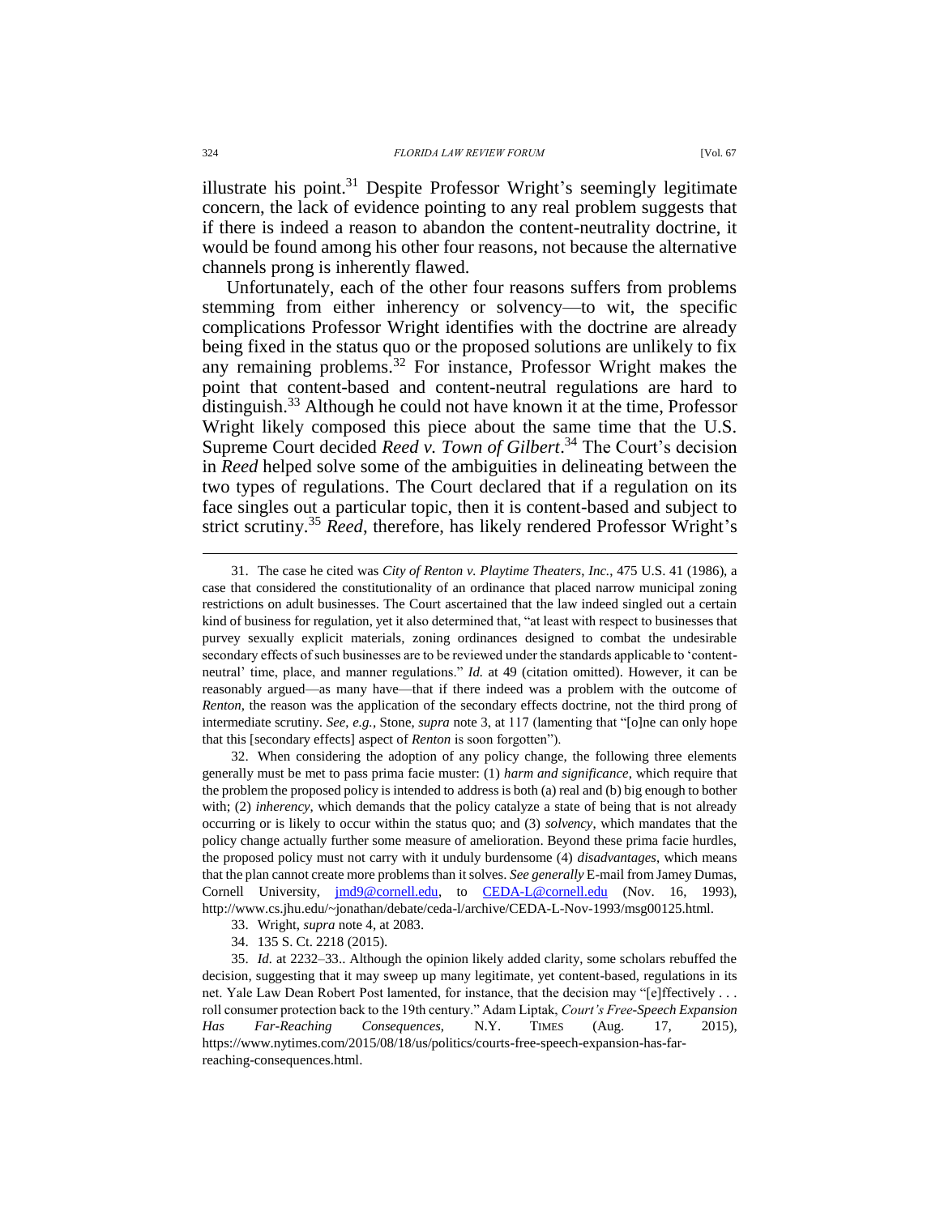illustrate his point.[31] Despite Professor Wright's seemingly legitimate concern, the lack of evidence pointing to any real problem suggests that if there is indeed a reason to abandon the content-neutrality doctrine, it would be found among his other four reasons, not because the alternative channels prong is inherently flawed.

Unfortunately, each of the other four reasons suffers from problems stemming from either inherency or solvency—to wit, the specific complications Professor Wright identifies with the doctrine are already being fixed in the status quo or the proposed solutions are unlikely to fix any remaining problems.[32] For instance, Professor Wright makes the point that content-based and content-neutral regulations are hard to distinguish.[33] Although he could not have known it at the time, Professor Wright likely composed this piece about the same time that the U.S. Supreme Court decided *Reed v. Town of Gilbert*.[34] The Court's decision in *Reed* helped solve some of the ambiguities in delineating between the two types of regulations. The Court declared that if a regulation on its face singles out a particular topic, then it is content-based and subject to strict scrutiny.[35] *Reed*, therefore, has likely rendered Professor Wright's

---

31. The case he cited was *City of Renton v. Playtime Theaters, Inc.*, 475 U.S. 41 (1986), a case that considered the constitutionality of an ordinance that placed narrow municipal zoning restrictions on adult businesses. The Court ascertained that the law indeed singled out a certain kind of business for regulation, yet it also determined that, "at least with respect to businesses that purvey sexually explicit materials, zoning ordinances designed to combat the undesirable secondary effects of such businesses are to be reviewed under the standards applicable to 'content-neutral' time, place, and manner regulations." *Id.* at 49 (citation omitted). However, it can be reasonably argued—as many have—that if there indeed was a problem with the outcome of *Renton*, the reason was the application of the secondary effects doctrine, not the third prong of intermediate scrutiny. *See, e.g.*, Stone, *supra* note 3, at 117 (lamenting that "[o]ne can only hope that this [secondary effects] aspect of *Renton* is soon forgotten").

32. When considering the adoption of any policy change, the following three elements generally must be met to pass prima facie muster: (1) *harm and significance*, which require that the problem the proposed policy is intended to address is both (a) real and (b) big enough to bother with; (2) *inherency*, which demands that the policy catalyze a state of being that is not already occurring or is likely to occur within the status quo; and (3) *solvency*, which mandates that the policy change actually further some measure of amelioration. Beyond these prima facie hurdles, the proposed policy must not carry with it unduly burdensome (4) *disadvantages*, which means that the plan cannot create more problems than it solves. *See generally* E-mail from Jamey Dumas, Cornell University, jmd9@cornell.edu, to CEDA-L@cornell.edu (Nov. 16, 1993), http://www.cs.jhu.edu/~jonathan/debate/ceda-l/archive/CEDA-L-Nov-1993/msg00125.html.

33. Wright, *supra* note 4, at 2083.

34. 135 S. Ct. 2218 (2015).

35. *Id.* at 2232–33.. Although the opinion likely added clarity, some scholars rebuffed the decision, suggesting that it may sweep up many legitimate, yet content-based, regulations in its net. Yale Law Dean Robert Post lamented, for instance, that the decision may "[e]ffectively . . . roll consumer protection back to the 19th century." Adam Liptak, *Court's Free-Speech Expansion Has Far-Reaching Consequences*, N.Y. TIMES (Aug. 17, 2015), https://www.nytimes.com/2015/08/18/us/politics/courts-free-speech-expansion-has-far-reaching-consequences.html.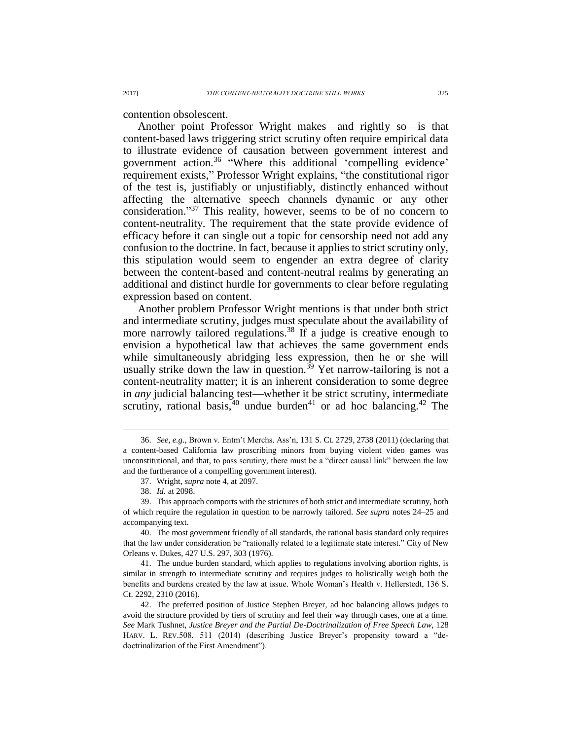contention obsolescent.

Another point Professor Wright makes—and rightly so—is that content-based laws triggering strict scrutiny often require empirical data to illustrate evidence of causation between government interest and government action.[36] "Where this additional 'compelling evidence' requirement exists," Professor Wright explains, "the constitutional rigor of the test is, justifiably or unjustifiably, distinctly enhanced without affecting the alternative speech channels dynamic or any other consideration."[37] This reality, however, seems to be of no concern to content-neutrality. The requirement that the state provide evidence of efficacy before it can single out a topic for censorship need not add any confusion to the doctrine. In fact, because it applies to strict scrutiny only, this stipulation would seem to engender an extra degree of clarity between the content-based and content-neutral realms by generating an additional and distinct hurdle for governments to clear before regulating expression based on content.

Another problem Professor Wright mentions is that under both strict and intermediate scrutiny, judges must speculate about the availability of more narrowly tailored regulations.[38] If a judge is creative enough to envision a hypothetical law that achieves the same government ends while simultaneously abridging less expression, then he or she will usually strike down the law in question.[39] Yet narrow-tailoring is not a content-neutrality matter; it is an inherent consideration to some degree in *any* judicial balancing test—whether it be strict scrutiny, intermediate scrutiny, rational basis,[40] undue burden[41] or ad hoc balancing.[42] The

---

36. *See, e.g.*, Brown v. Entm't Merchs. Ass'n, 131 S. Ct. 2729, 2738 (2011) (declaring that a content-based California law proscribing minors from buying violent video games was unconstitutional, and that, to pass scrutiny, there must be a "direct causal link" between the law and the furtherance of a compelling government interest).

37. Wright, *supra* note 4, at 2097.

38. *Id.* at 2098.

39. This approach comports with the strictures of both strict and intermediate scrutiny, both of which require the regulation in question to be narrowly tailored. *See supra* notes 24–25 and accompanying text.

40. The most government friendly of all standards, the rational basis standard only requires that the law under consideration be "rationally related to a legitimate state interest." City of New Orleans v. Dukes, 427 U.S. 297, 303 (1976).

41. The undue burden standard, which applies to regulations involving abortion rights, is similar in strength to intermediate scrutiny and requires judges to holistically weigh both the benefits and burdens created by the law at issue. Whole Woman's Health v. Hellerstedt, 136 S. Ct. 2292, 2310 (2016).

42. The preferred position of Justice Stephen Breyer, ad hoc balancing allows judges to avoid the structure provided by tiers of scrutiny and feel their way through cases, one at a time. *See* Mark Tushnet, *Justice Breyer and the Partial De-Doctrinalization of Free Speech Law*, 128 HARV. L. REV.508, 511 (2014) (describing Justice Breyer's propensity toward a "de-doctrinalization of the First Amendment").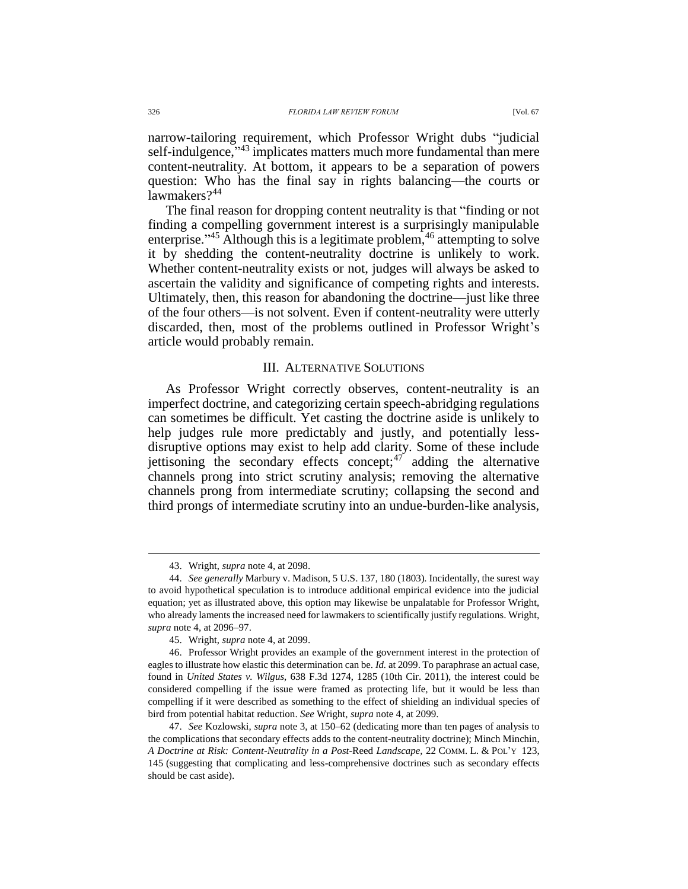narrow-tailoring requirement, which Professor Wright dubs "judicial self-indulgence,"[43] implicates matters much more fundamental than mere content-neutrality. At bottom, it appears to be a separation of powers question: Who has the final say in rights balancing—the courts or lawmakers?[44]

The final reason for dropping content neutrality is that "finding or not finding a compelling government interest is a surprisingly manipulable enterprise."[45] Although this is a legitimate problem,[46] attempting to solve it by shedding the content-neutrality doctrine is unlikely to work. Whether content-neutrality exists or not, judges will always be asked to ascertain the validity and significance of competing rights and interests. Ultimately, then, this reason for abandoning the doctrine—just like three of the four others—is not solvent. Even if content-neutrality were utterly discarded, then, most of the problems outlined in Professor Wright's article would probably remain.

## III. ALTERNATIVE SOLUTIONS

As Professor Wright correctly observes, content-neutrality is an imperfect doctrine, and categorizing certain speech-abridging regulations can sometimes be difficult. Yet casting the doctrine aside is unlikely to help judges rule more predictably and justly, and potentially less-disruptive options may exist to help add clarity. Some of these include jettisoning the secondary effects concept;[47] adding the alternative channels prong into strict scrutiny analysis; removing the alternative channels prong from intermediate scrutiny; collapsing the second and third prongs of intermediate scrutiny into an undue-burden-like analysis,

---

43. Wright, *supra* note 4, at 2098.

44. *See generally* Marbury v. Madison, 5 U.S. 137, 180 (1803). Incidentally, the surest way to avoid hypothetical speculation is to introduce additional empirical evidence into the judicial equation; yet as illustrated above, this option may likewise be unpalatable for Professor Wright, who already laments the increased need for lawmakers to scientifically justify regulations. Wright, *supra* note 4, at 2096–97.

45. Wright, *supra* note 4, at 2099.

46. Professor Wright provides an example of the government interest in the protection of eagles to illustrate how elastic this determination can be. *Id.* at 2099. To paraphrase an actual case, found in *United States v. Wilgus*, 638 F.3d 1274, 1285 (10th Cir. 2011), the interest could be considered compelling if the issue were framed as protecting life, but it would be less than compelling if it were described as something to the effect of shielding an individual species of bird from potential habitat reduction. *See* Wright, *supra* note 4, at 2099.

47. *See* Kozlowski, *supra* note 3, at 150–62 (dedicating more than ten pages of analysis to the complications that secondary effects adds to the content-neutrality doctrine); Minch Minchin, *A Doctrine at Risk: Content-Neutrality in a Post-*Reed *Landscape*, 22 COMM. L. & POL'Y 123, 145 (suggesting that complicating and less-comprehensive doctrines such as secondary effects should be cast aside).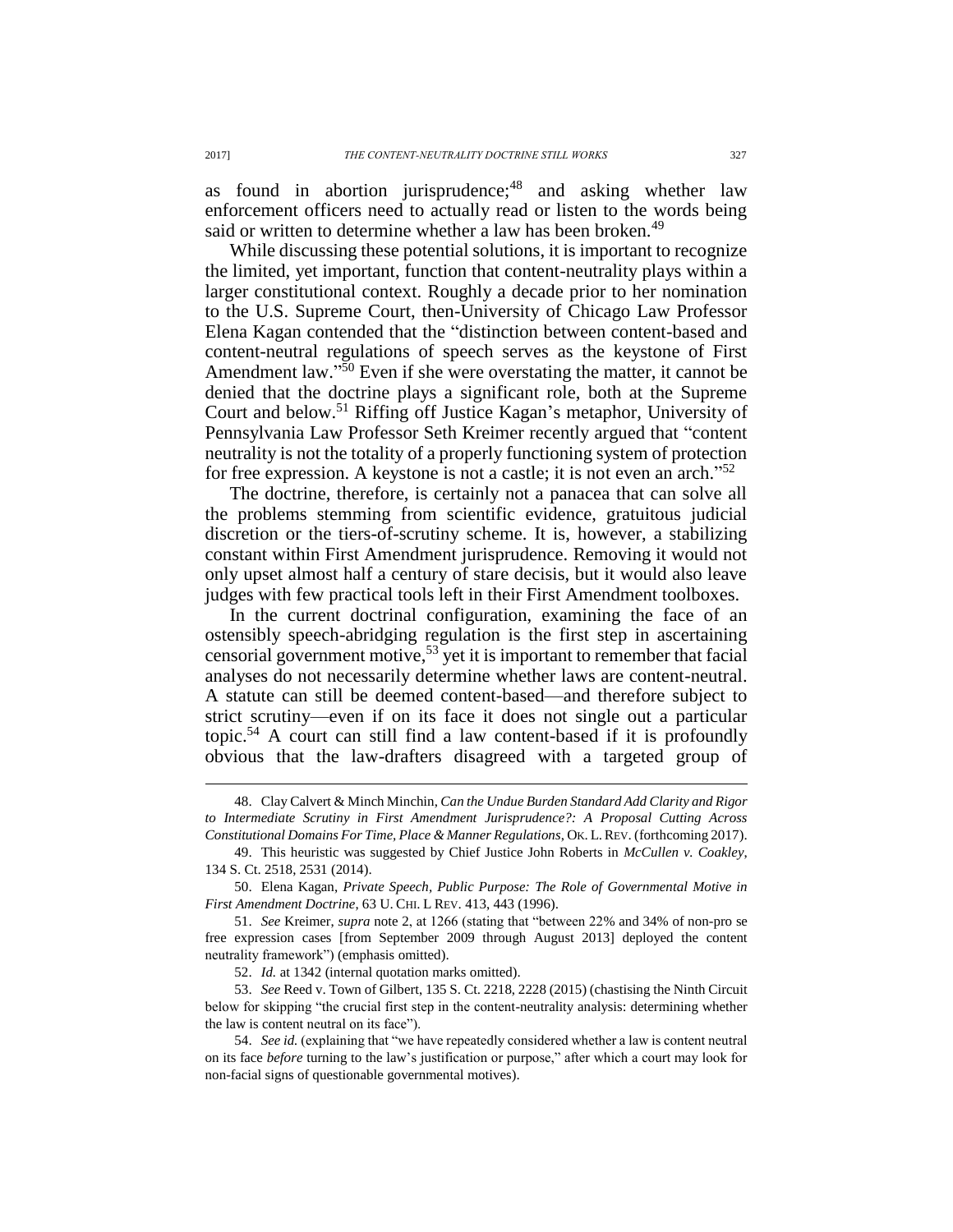as found in abortion jurisprudence;[48] and asking whether law enforcement officers need to actually read or listen to the words being said or written to determine whether a law has been broken.[49]

While discussing these potential solutions, it is important to recognize the limited, yet important, function that content-neutrality plays within a larger constitutional context. Roughly a decade prior to her nomination to the U.S. Supreme Court, then-University of Chicago Law Professor Elena Kagan contended that the "distinction between content-based and content-neutral regulations of speech serves as the keystone of First Amendment law."[50] Even if she were overstating the matter, it cannot be denied that the doctrine plays a significant role, both at the Supreme Court and below.[51] Riffing off Justice Kagan's metaphor, University of Pennsylvania Law Professor Seth Kreimer recently argued that "content neutrality is not the totality of a properly functioning system of protection for free expression. A keystone is not a castle; it is not even an arch."[52]

The doctrine, therefore, is certainly not a panacea that can solve all the problems stemming from scientific evidence, gratuitous judicial discretion or the tiers-of-scrutiny scheme. It is, however, a stabilizing constant within First Amendment jurisprudence. Removing it would not only upset almost half a century of stare decisis, but it would also leave judges with few practical tools left in their First Amendment toolboxes.

In the current doctrinal configuration, examining the face of an ostensibly speech-abridging regulation is the first step in ascertaining censorial government motive,[53] yet it is important to remember that facial analyses do not necessarily determine whether laws are content-neutral. A statute can still be deemed content-based—and therefore subject to strict scrutiny—even if on its face it does not single out a particular topic.[54] A court can still find a law content-based if it is profoundly obvious that the law-drafters disagreed with a targeted group of

48. Clay Calvert & Minch Minchin, *Can the Undue Burden Standard Add Clarity and Rigor to Intermediate Scrutiny in First Amendment Jurisprudence?: A Proposal Cutting Across Constitutional Domains For Time, Place & Manner Regulations*, OK. L. REV. (forthcoming 2017).

49. This heuristic was suggested by Chief Justice John Roberts in *McCullen v. Coakley*, 134 S. Ct. 2518, 2531 (2014).

50. Elena Kagan, *Private Speech, Public Purpose: The Role of Governmental Motive in First Amendment Doctrine*, 63 U. CHI. L REV. 413, 443 (1996).

51. *See* Kreimer, *supra* note 2, at 1266 (stating that "between 22% and 34% of non-pro se free expression cases [from September 2009 through August 2013] deployed the content neutrality framework") (emphasis omitted).

52. *Id.* at 1342 (internal quotation marks omitted).

53. *See* Reed v. Town of Gilbert, 135 S. Ct. 2218, 2228 (2015) (chastising the Ninth Circuit below for skipping "the crucial first step in the content-neutrality analysis: determining whether the law is content neutral on its face").

54. *See id.* (explaining that "we have repeatedly considered whether a law is content neutral on its face *before* turning to the law's justification or purpose," after which a court may look for non-facial signs of questionable governmental motives).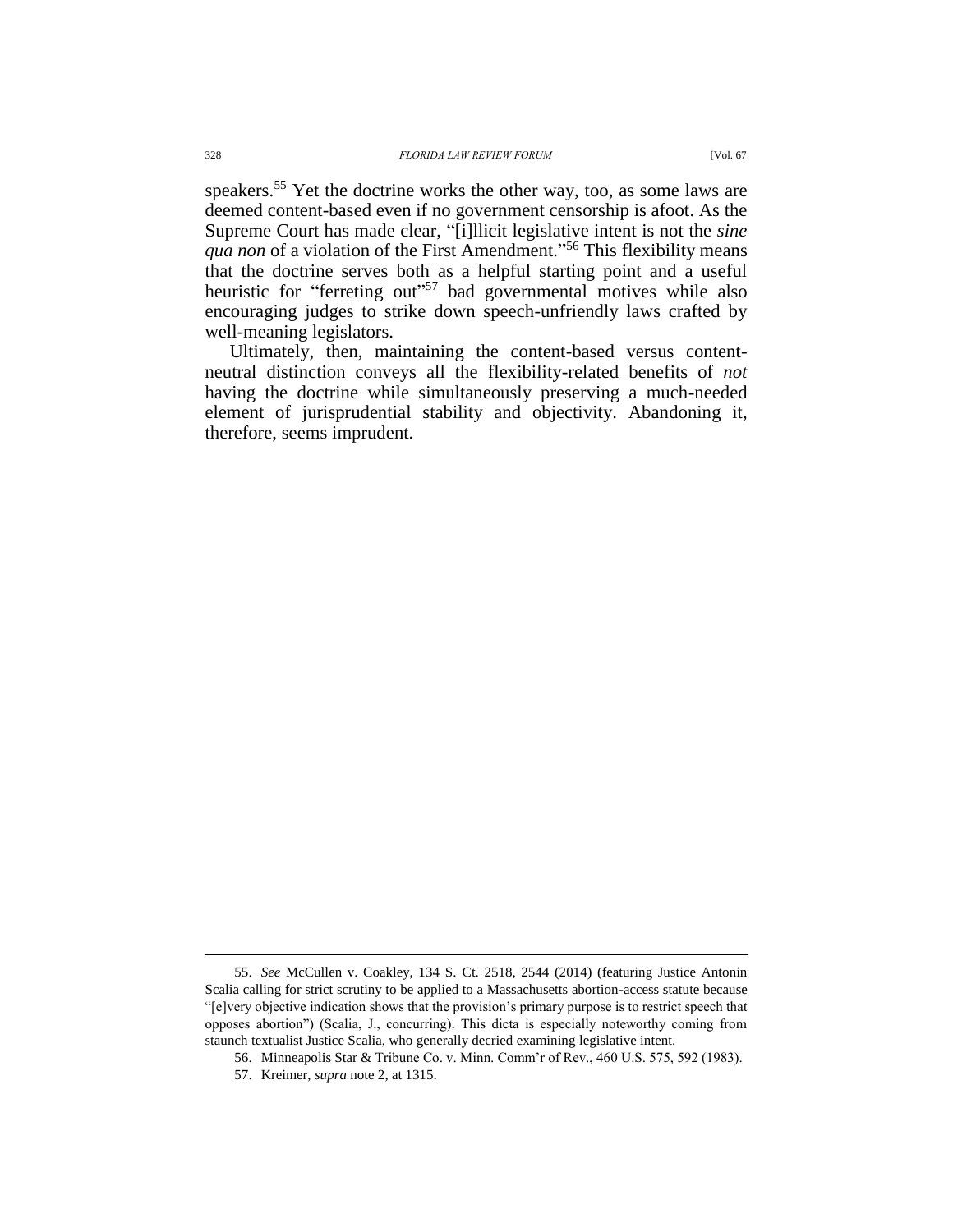speakers.[55] Yet the doctrine works the other way, too, as some laws are deemed content-based even if no government censorship is afoot. As the Supreme Court has made clear, "[i]llicit legislative intent is not the *sine qua non* of a violation of the First Amendment."[56] This flexibility means that the doctrine serves both as a helpful starting point and a useful heuristic for "ferreting out"[57] bad governmental motives while also encouraging judges to strike down speech-unfriendly laws crafted by well-meaning legislators.

Ultimately, then, maintaining the content-based versus content-neutral distinction conveys all the flexibility-related benefits of *not* having the doctrine while simultaneously preserving a much-needed element of jurisprudential stability and objectivity. Abandoning it, therefore, seems imprudent.

---

55. *See* McCullen v. Coakley, 134 S. Ct. 2518, 2544 (2014) (featuring Justice Antonin Scalia calling for strict scrutiny to be applied to a Massachusetts abortion-access statute because "[e]very objective indication shows that the provision's primary purpose is to restrict speech that opposes abortion") (Scalia, J., concurring). This dicta is especially noteworthy coming from staunch textualist Justice Scalia, who generally decried examining legislative intent.

56. Minneapolis Star & Tribune Co. v. Minn. Comm'r of Rev., 460 U.S. 575, 592 (1983).

57. Kreimer, *supra* note 2, at 1315.